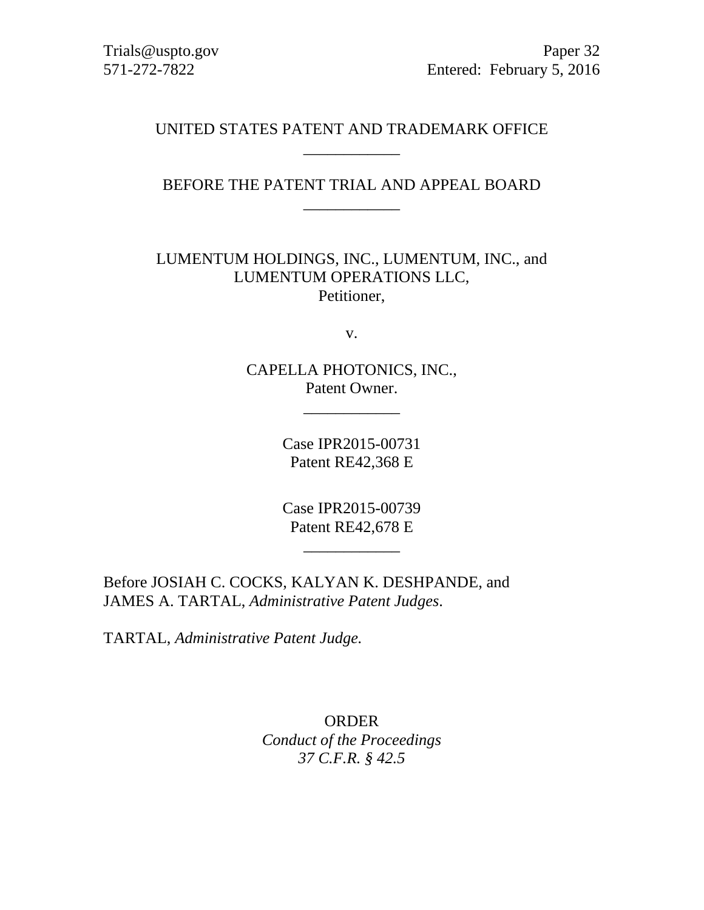Trials@uspto.gov
571-272-7822

Paper 32
Entered: February 5, 2016

UNITED STATES PATENT AND TRADEMARK OFFICE

____________

BEFORE THE PATENT TRIAL AND APPEAL BOARD

____________

LUMENTUM HOLDINGS, INC., LUMENTUM, INC., and
LUMENTUM OPERATIONS LLC,
Petitioner,

v.

CAPELLA PHOTONICS, INC.,
Patent Owner.

____________

Case IPR2015-00731
Patent RE42,368 E

Case IPR2015-00739
Patent RE42,678 E

____________

Before JOSIAH C. COCKS, KALYAN K. DESHPANDE, and
JAMES A. TARTAL, *Administrative Patent Judges*.

TARTAL, *Administrative Patent Judge.*

ORDER
*Conduct of the Proceedings*
*37 C.F.R. § 42.5*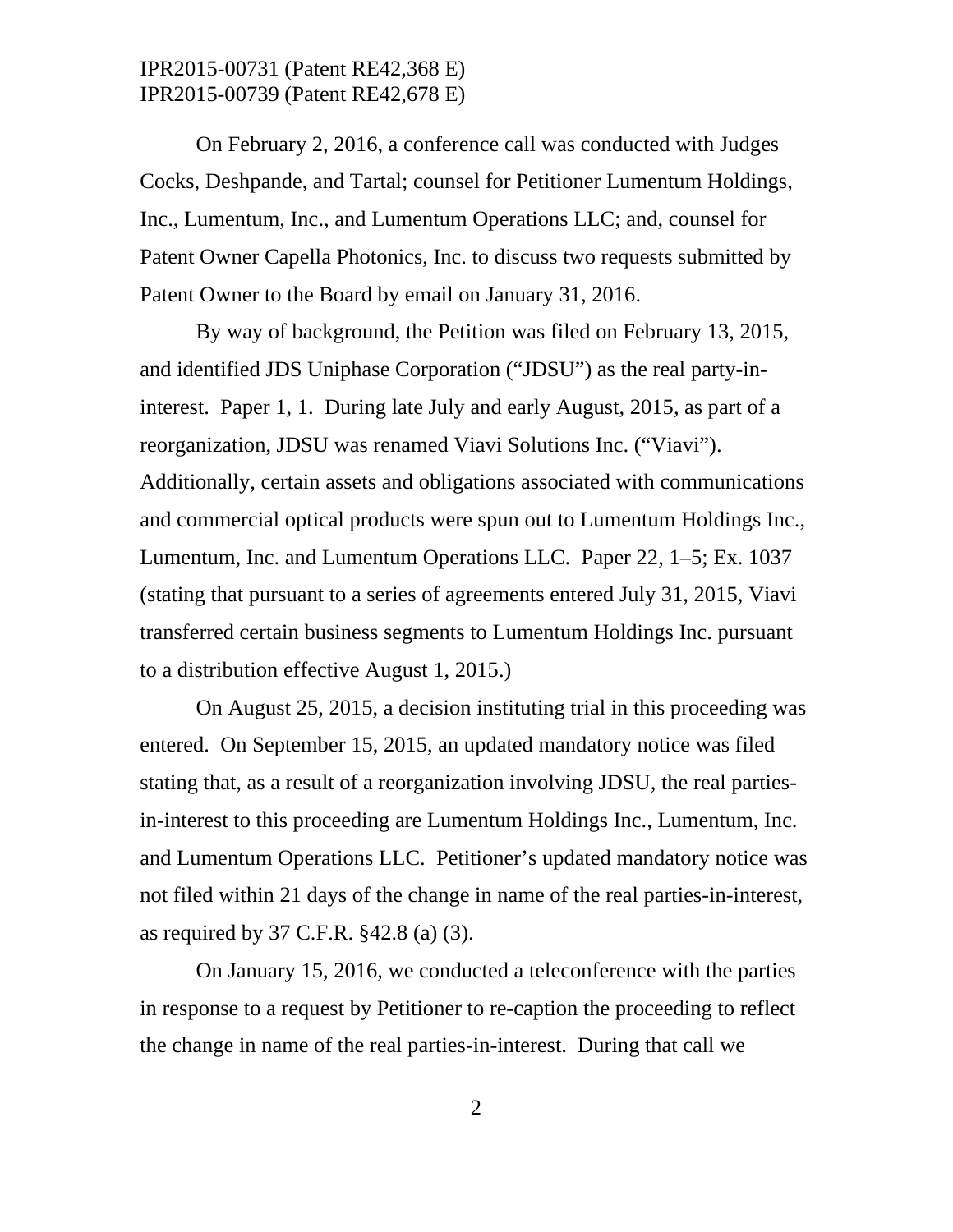On February 2, 2016, a conference call was conducted with Judges Cocks, Deshpande, and Tartal; counsel for Petitioner Lumentum Holdings, Inc., Lumentum, Inc., and Lumentum Operations LLC; and, counsel for Patent Owner Capella Photonics, Inc. to discuss two requests submitted by Patent Owner to the Board by email on January 31, 2016.

By way of background, the Petition was filed on February 13, 2015, and identified JDS Uniphase Corporation ("JDSU") as the real party-in-interest. Paper 1, 1. During late July and early August, 2015, as part of a reorganization, JDSU was renamed Viavi Solutions Inc. ("Viavi"). Additionally, certain assets and obligations associated with communications and commercial optical products were spun out to Lumentum Holdings Inc., Lumentum, Inc. and Lumentum Operations LLC. Paper 22, 1–5; Ex. 1037 (stating that pursuant to a series of agreements entered July 31, 2015, Viavi transferred certain business segments to Lumentum Holdings Inc. pursuant to a distribution effective August 1, 2015.)

On August 25, 2015, a decision instituting trial in this proceeding was entered. On September 15, 2015, an updated mandatory notice was filed stating that, as a result of a reorganization involving JDSU, the real parties-in-interest to this proceeding are Lumentum Holdings Inc., Lumentum, Inc. and Lumentum Operations LLC. Petitioner's updated mandatory notice was not filed within 21 days of the change in name of the real parties-in-interest, as required by 37 C.F.R. §42.8 (a) (3).

On January 15, 2016, we conducted a teleconference with the parties in response to a request by Petitioner to re-caption the proceeding to reflect the change in name of the real parties-in-interest. During that call we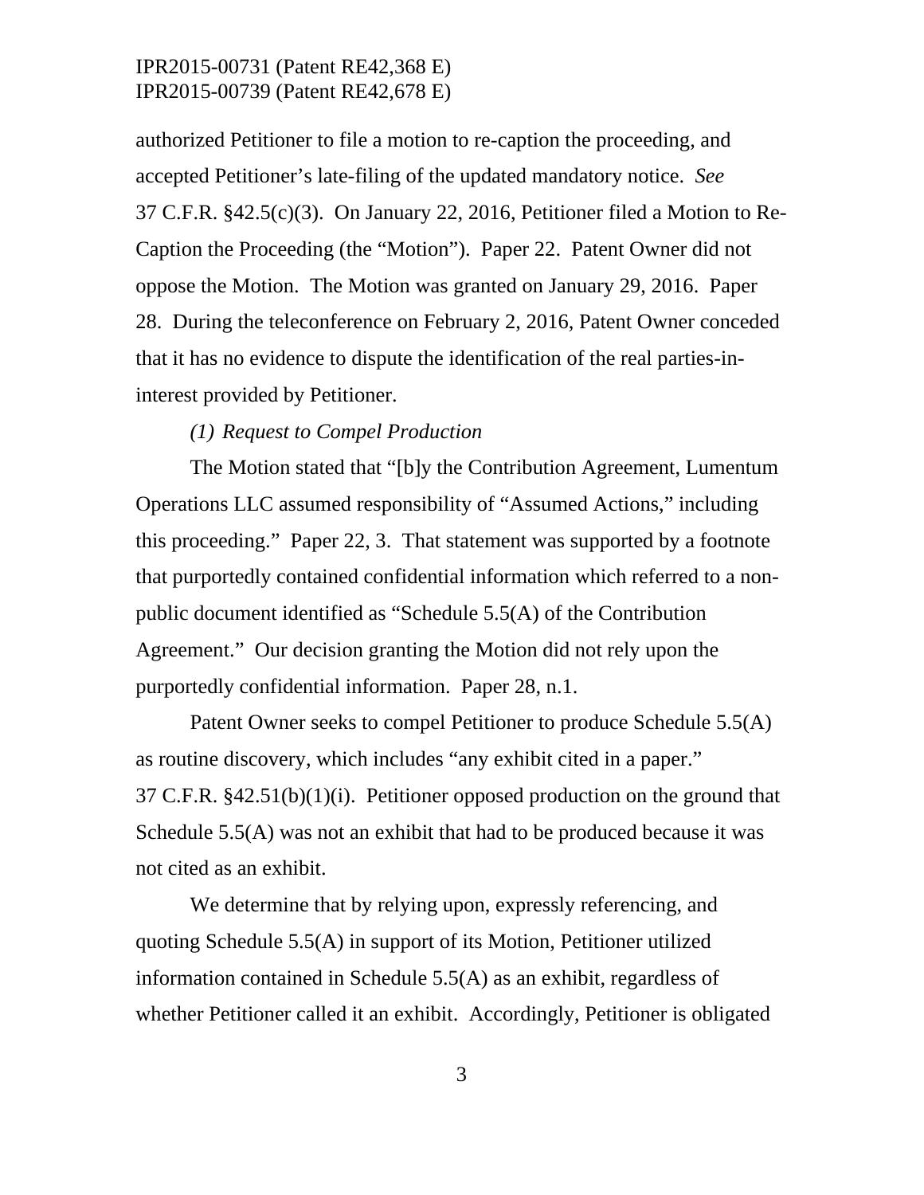authorized Petitioner to file a motion to re-caption the proceeding, and accepted Petitioner's late-filing of the updated mandatory notice. *See* 37 C.F.R. §42.5(c)(3). On January 22, 2016, Petitioner filed a Motion to Re-Caption the Proceeding (the "Motion"). Paper 22. Patent Owner did not oppose the Motion. The Motion was granted on January 29, 2016. Paper 28. During the teleconference on February 2, 2016, Patent Owner conceded that it has no evidence to dispute the identification of the real parties-in-interest provided by Petitioner.

*(1) Request to Compel Production*

The Motion stated that "[b]y the Contribution Agreement, Lumentum Operations LLC assumed responsibility of "Assumed Actions," including this proceeding." Paper 22, 3. That statement was supported by a footnote that purportedly contained confidential information which referred to a non-public document identified as "Schedule 5.5(A) of the Contribution Agreement." Our decision granting the Motion did not rely upon the purportedly confidential information. Paper 28, n.1.

Patent Owner seeks to compel Petitioner to produce Schedule 5.5(A) as routine discovery, which includes "any exhibit cited in a paper." 37 C.F.R. §42.51(b)(1)(i). Petitioner opposed production on the ground that Schedule 5.5(A) was not an exhibit that had to be produced because it was not cited as an exhibit.

We determine that by relying upon, expressly referencing, and quoting Schedule 5.5(A) in support of its Motion, Petitioner utilized information contained in Schedule 5.5(A) as an exhibit, regardless of whether Petitioner called it an exhibit. Accordingly, Petitioner is obligated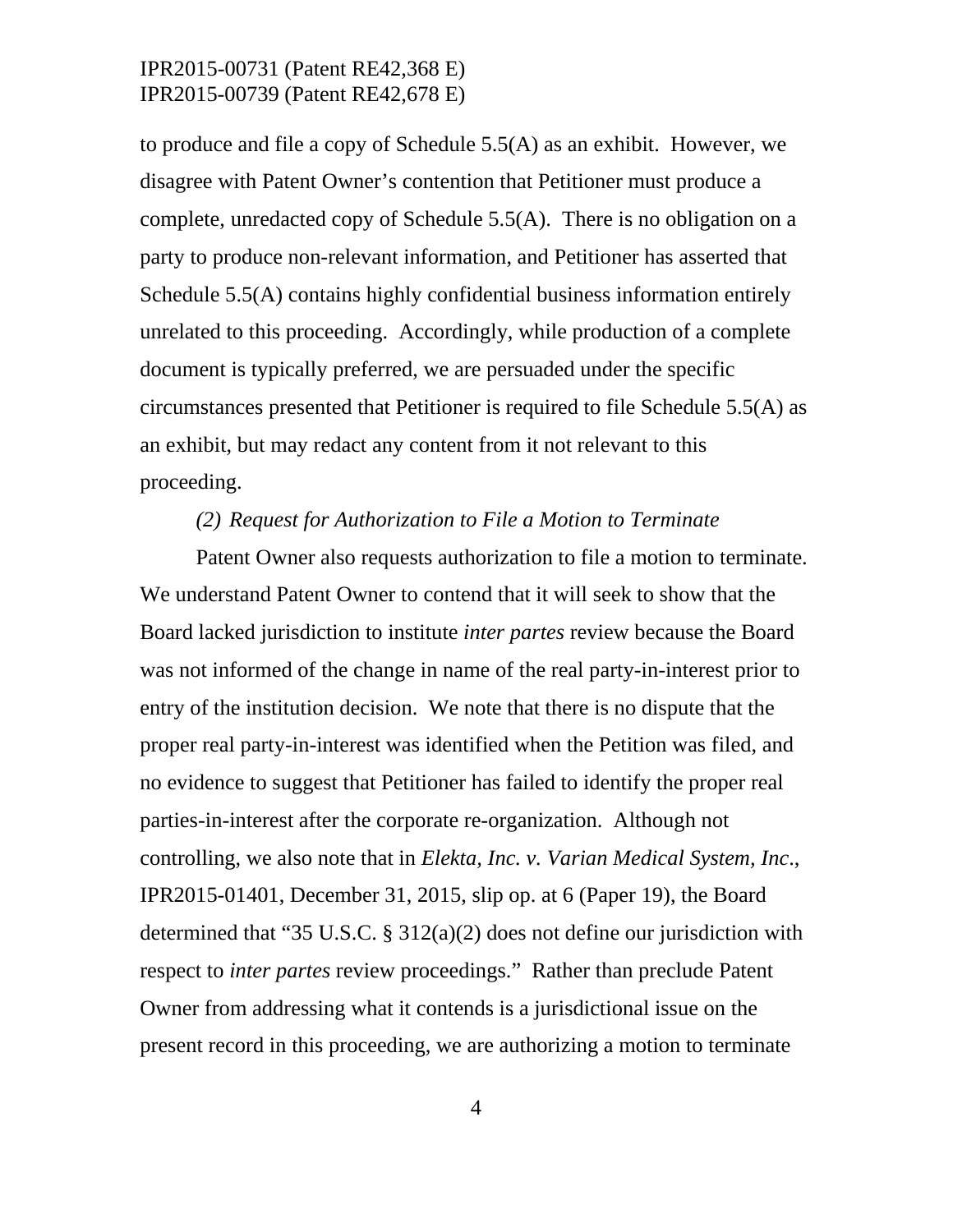to produce and file a copy of Schedule 5.5(A) as an exhibit. However, we disagree with Patent Owner's contention that Petitioner must produce a complete, unredacted copy of Schedule 5.5(A). There is no obligation on a party to produce non-relevant information, and Petitioner has asserted that Schedule 5.5(A) contains highly confidential business information entirely unrelated to this proceeding. Accordingly, while production of a complete document is typically preferred, we are persuaded under the specific circumstances presented that Petitioner is required to file Schedule 5.5(A) as an exhibit, but may redact any content from it not relevant to this proceeding.

*(2) Request for Authorization to File a Motion to Terminate*

Patent Owner also requests authorization to file a motion to terminate. We understand Patent Owner to contend that it will seek to show that the Board lacked jurisdiction to institute *inter partes* review because the Board was not informed of the change in name of the real party-in-interest prior to entry of the institution decision. We note that there is no dispute that the proper real party-in-interest was identified when the Petition was filed, and no evidence to suggest that Petitioner has failed to identify the proper real parties-in-interest after the corporate re-organization. Although not controlling, we also note that in *Elekta, Inc. v. Varian Medical System, Inc*., IPR2015-01401, December 31, 2015, slip op. at 6 (Paper 19), the Board determined that "35 U.S.C. § 312(a)(2) does not define our jurisdiction with respect to *inter partes* review proceedings." Rather than preclude Patent Owner from addressing what it contends is a jurisdictional issue on the present record in this proceeding, we are authorizing a motion to terminate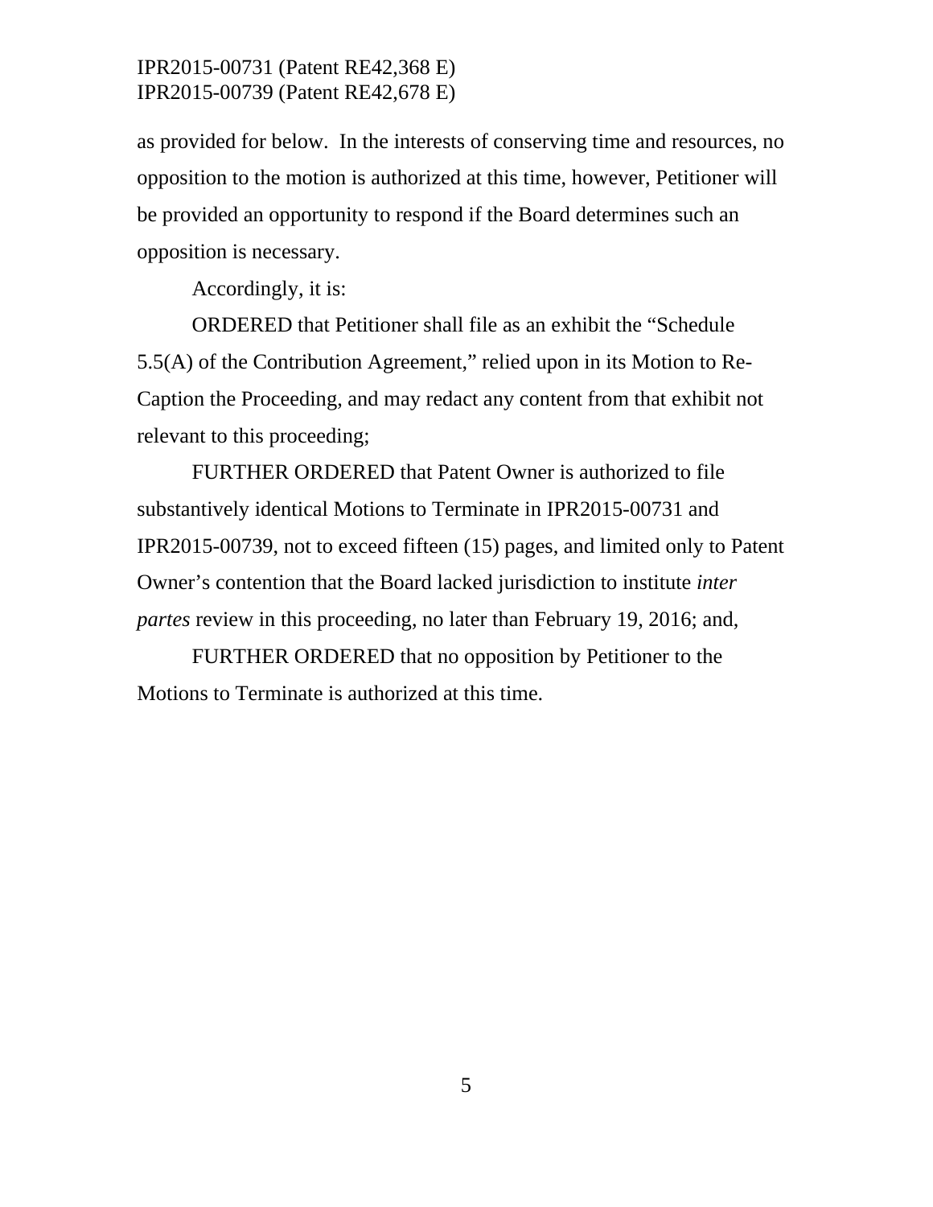as provided for below. In the interests of conserving time and resources, no opposition to the motion is authorized at this time, however, Petitioner will be provided an opportunity to respond if the Board determines such an opposition is necessary.

Accordingly, it is:

ORDERED that Petitioner shall file as an exhibit the "Schedule 5.5(A) of the Contribution Agreement," relied upon in its Motion to Re-Caption the Proceeding, and may redact any content from that exhibit not relevant to this proceeding;

FURTHER ORDERED that Patent Owner is authorized to file substantively identical Motions to Terminate in IPR2015-00731 and IPR2015-00739, not to exceed fifteen (15) pages, and limited only to Patent Owner's contention that the Board lacked jurisdiction to institute *inter partes* review in this proceeding, no later than February 19, 2016; and,

FURTHER ORDERED that no opposition by Petitioner to the Motions to Terminate is authorized at this time.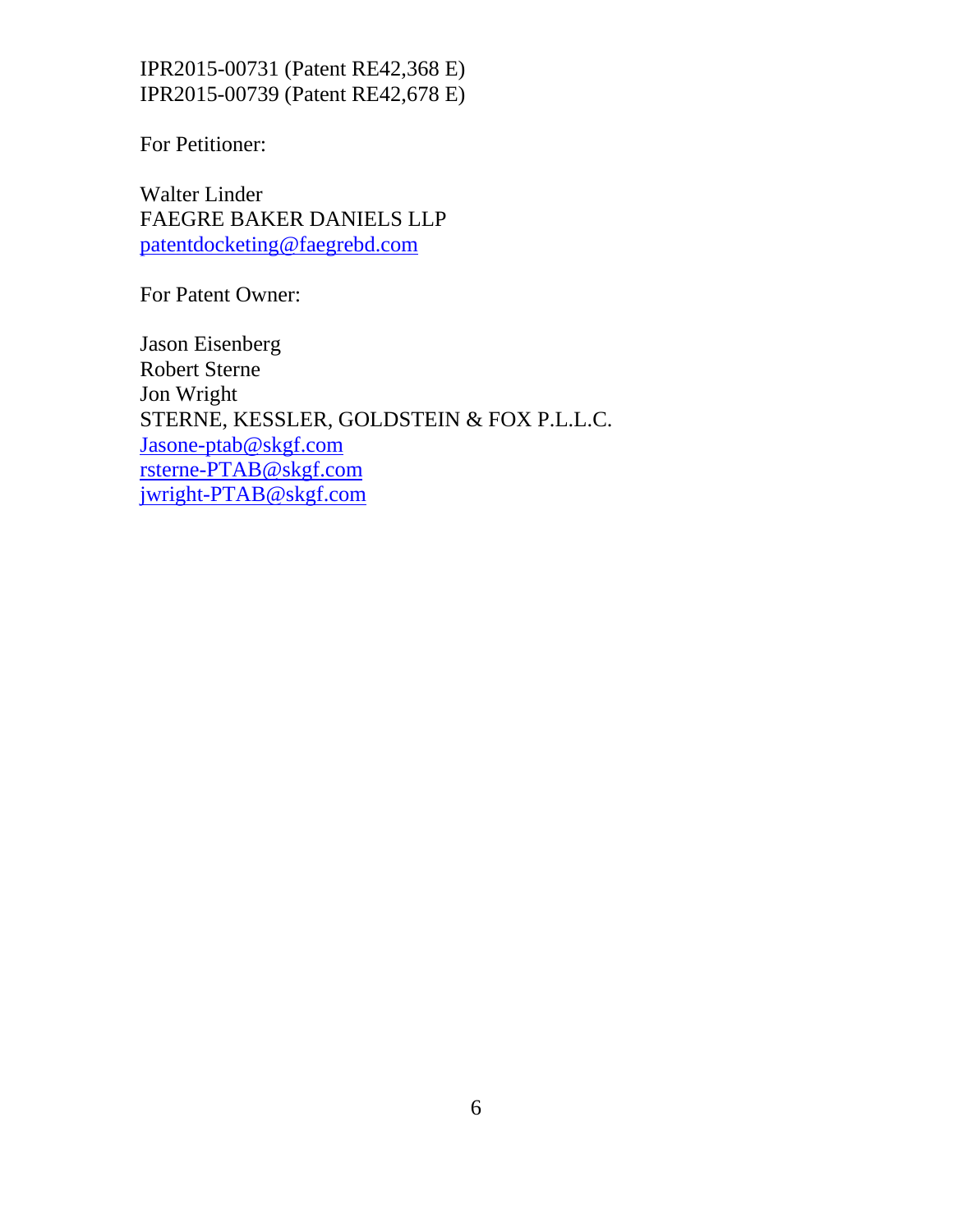IPR2015-00731 (Patent RE42,368 E)
IPR2015-00739 (Patent RE42,678 E)

For Petitioner:

Walter Linder
FAEGRE BAKER DANIELS LLP
patentdocketing@faegrebd.com

For Patent Owner:

Jason Eisenberg
Robert Sterne
Jon Wright
STERNE, KESSLER, GOLDSTEIN & FOX P.L.L.C.
Jasone-ptab@skgf.com
rsterne-PTAB@skgf.com
jwright-PTAB@skgf.com